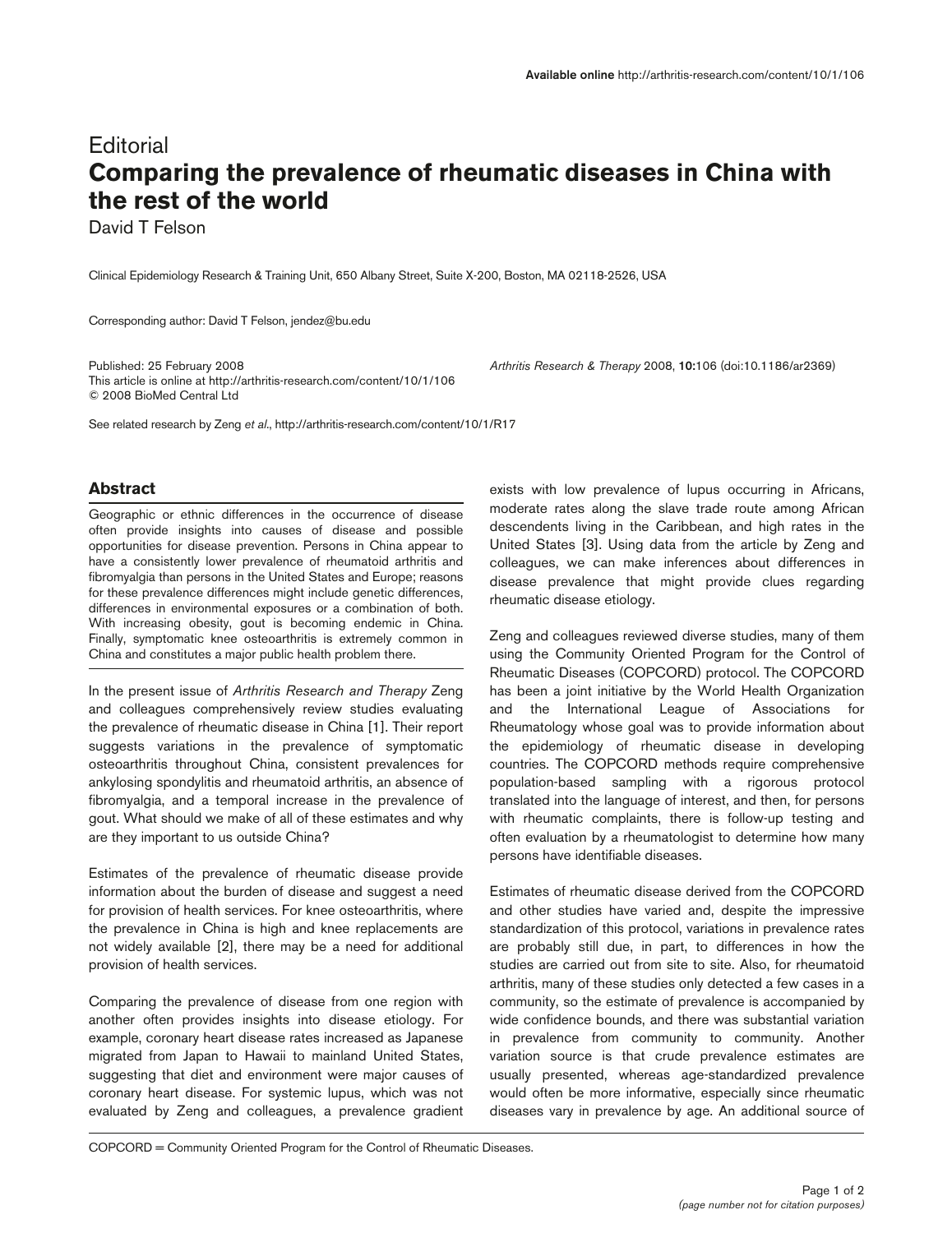# Editorial

# Comparing the prevalence of rheumatic diseases in China with the rest of the world

David T Felson

Clinical Epidemiology Research & Training Unit, 650 Albany Street, Suite X-200, Boston, MA 02118-2526, USA

Corresponding author: David T Felson, jendez@bu.edu

Published: 25 February 2008

*Arthritis Research & Therapy* 2008, **10**:106 (doi:10.1186/ar2369)

This article is online at http://arthritis-research.com/content/10/1/106

© 2008 BioMed Central Ltd

See related research by Zeng *et al*., http://arthritis-research.com/content/10/1/R17

## Abstract

Geographic or ethnic differences in the occurrence of disease often provide insights into causes of disease and possible opportunities for disease prevention. Persons in China appear to have a consistently lower prevalence of rheumatoid arthritis and fibromyalgia than persons in the United States and Europe; reasons for these prevalence differences might include genetic differences, differences in environmental exposures or a combination of both. With increasing obesity, gout is becoming endemic in China. Finally, symptomatic knee osteoarthritis is extremely common in China and constitutes a major public health problem there.

In the present issue of *Arthritis Research and Therapy* Zeng and colleagues comprehensively review studies evaluating the prevalence of rheumatic disease in China [1]. Their report suggests variations in the prevalence of symptomatic osteoarthritis throughout China, consistent prevalences for ankylosing spondylitis and rheumatoid arthritis, an absence of fibromyalgia, and a temporal increase in the prevalence of gout. What should we make of all of these estimates and why are they important to us outside China?

Estimates of the prevalence of rheumatic disease provide information about the burden of disease and suggest a need for provision of health services. For knee osteoarthritis, where the prevalence in China is high and knee replacements are not widely available [2], there may be a need for additional provision of health services.

Comparing the prevalence of disease from one region with another often provides insights into disease etiology. For example, coronary heart disease rates increased as Japanese migrated from Japan to Hawaii to mainland United States, suggesting that diet and environment were major causes of coronary heart disease. For systemic lupus, which was not evaluated by Zeng and colleagues, a prevalence gradient exists with low prevalence of lupus occurring in Africans, moderate rates along the slave trade route among African descendents living in the Caribbean, and high rates in the United States [3]. Using data from the article by Zeng and colleagues, we can make inferences about differences in disease prevalence that might provide clues regarding rheumatic disease etiology.

Zeng and colleagues reviewed diverse studies, many of them using the Community Oriented Program for the Control of Rheumatic Diseases (COPCORD) protocol. The COPCORD has been a joint initiative by the World Health Organization and the International League of Associations for Rheumatology whose goal was to provide information about the epidemiology of rheumatic disease in developing countries. The COPCORD methods require comprehensive population-based sampling with a rigorous protocol translated into the language of interest, and then, for persons with rheumatic complaints, there is follow-up testing and often evaluation by a rheumatologist to determine how many persons have identifiable diseases.

Estimates of rheumatic disease derived from the COPCORD and other studies have varied and, despite the impressive standardization of this protocol, variations in prevalence rates are probably still due, in part, to differences in how the studies are carried out from site to site. Also, for rheumatoid arthritis, many of these studies only detected a few cases in a community, so the estimate of prevalence is accompanied by wide confidence bounds, and there was substantial variation in prevalence from community to community. Another variation source is that crude prevalence estimates are usually presented, whereas age-standardized prevalence would often be more informative, especially since rheumatic diseases vary in prevalence by age. An additional source of

COPCORD = Community Oriented Program for the Control of Rheumatic Diseases.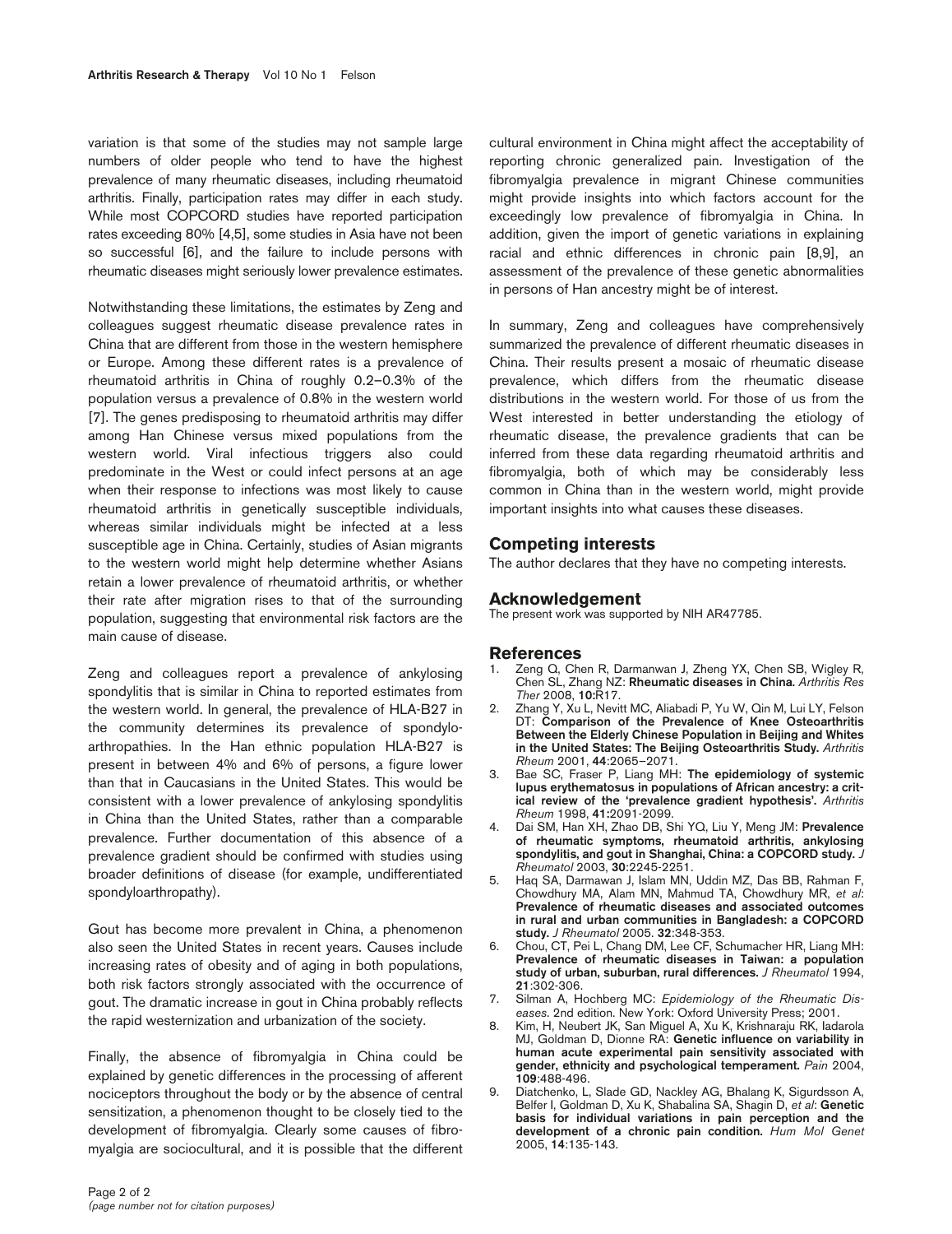variation is that some of the studies may not sample large numbers of older people who tend to have the highest prevalence of many rheumatic diseases, including rheumatoid arthritis. Finally, participation rates may differ in each study. While most COPCORD studies have reported participation rates exceeding 80% [4,5], some studies in Asia have not been so successful [6], and the failure to include persons with rheumatic diseases might seriously lower prevalence estimates.

Notwithstanding these limitations, the estimates by Zeng and colleagues suggest rheumatic disease prevalence rates in China that are different from those in the western hemisphere or Europe. Among these different rates is a prevalence of rheumatoid arthritis in China of roughly 0.2–0.3% of the population versus a prevalence of 0.8% in the western world [7]. The genes predisposing to rheumatoid arthritis may differ among Han Chinese versus mixed populations from the western world. Viral infectious triggers also could predominate in the West or could infect persons at an age when their response to infections was most likely to cause rheumatoid arthritis in genetically susceptible individuals, whereas similar individuals might be infected at a less susceptible age in China. Certainly, studies of Asian migrants to the western world might help determine whether Asians retain a lower prevalence of rheumatoid arthritis, or whether their rate after migration rises to that of the surrounding population, suggesting that environmental risk factors are the main cause of disease.

Zeng and colleagues report a prevalence of ankylosing spondylitis that is similar in China to reported estimates from the western world. In general, the prevalence of HLA-B27 in the community determines its prevalence of spondyloarthropathies. In the Han ethnic population HLA-B27 is present in between 4% and 6% of persons, a figure lower than that in Caucasians in the United States. This would be consistent with a lower prevalence of ankylosing spondylitis in China than the United States, rather than a comparable prevalence. Further documentation of this absence of a prevalence gradient should be confirmed with studies using broader definitions of disease (for example, undifferentiated spondyloarthropathy).

Gout has become more prevalent in China, a phenomenon also seen the United States in recent years. Causes include increasing rates of obesity and of aging in both populations, both risk factors strongly associated with the occurrence of gout. The dramatic increase in gout in China probably reflects the rapid westernization and urbanization of the society.

Finally, the absence of fibromyalgia in China could be explained by genetic differences in the processing of afferent nociceptors throughout the body or by the absence of central sensitization, a phenomenon thought to be closely tied to the development of fibromyalgia. Clearly some causes of fibromyalgia are sociocultural, and it is possible that the different cultural environment in China might affect the acceptability of reporting chronic generalized pain. Investigation of the fibromyalgia prevalence in migrant Chinese communities might provide insights into which factors account for the exceedingly low prevalence of fibromyalgia in China. In addition, given the import of genetic variations in explaining racial and ethnic differences in chronic pain [8,9], an assessment of the prevalence of these genetic abnormalities in persons of Han ancestry might be of interest.

In summary, Zeng and colleagues have comprehensively summarized the prevalence of different rheumatic diseases in China. Their results present a mosaic of rheumatic disease prevalence, which differs from the rheumatic disease distributions in the western world. For those of us from the West interested in better understanding the etiology of rheumatic disease, the prevalence gradients that can be inferred from these data regarding rheumatoid arthritis and fibromyalgia, both of which may be considerably less common in China than in the western world, might provide important insights into what causes these diseases.

## Competing interests

The author declares that they have no competing interests.

## Acknowledgement

The present work was supported by NIH AR47785.

## References

1. Zeng Q, Chen R, Darmanwan J, Zheng YX, Chen SB, Wigley R, Chen SL, Zhang NZ: **Rheumatic diseases in China.** *Arthritis Res Ther* 2008, **10:**R17.
2. Zhang Y, Xu L, Nevitt MC, Aliabadi P, Yu W, Qin M, Lui LY, Felson DT: **Comparison of the Prevalence of Knee Osteoarthritis Between the Elderly Chinese Population in Beijing and Whites in the United States: The Beijing Osteoarthritis Study.** *Arthritis Rheum* 2001, **44**:2065–2071.
3. Bae SC, Fraser P, Liang MH: **The epidemiology of systemic lupus erythematosus in populations of African ancestry: a critical review of the 'prevalence gradient hypothesis'.** *Arthritis Rheum* 1998, **41:**2091-2099.
4. Dai SM, Han XH, Zhao DB, Shi YQ, Liu Y, Meng JM: **Prevalence of rheumatic symptoms, rheumatoid arthritis, ankylosing spondylitis, and gout in Shanghai, China: a COPCORD study.** *J Rheumatol* 2003, **30**:2245-2251.
5. Haq SA, Darmawan J, Islam MN, Uddin MZ, Das BB, Rahman F, Chowdhury MA, Alam MN, Mahmud TA, Chowdhury MR, *et al*: **Prevalence of rheumatic diseases and associated outcomes in rural and urban communities in Bangladesh: a COPCORD study.** *J Rheumatol* 2005. **32**:348-353.
6. Chou, CT, Pei L, Chang DM, Lee CF, Schumacher HR, Liang MH: **Prevalence of rheumatic diseases in Taiwan: a population study of urban, suburban, rural differences.** *J Rheumatol* 1994, **21**:302-306.
7. Silman A, Hochberg MC: *Epidemiology of the Rheumatic Diseases.* 2nd edition. New York: Oxford University Press; 2001.
8. Kim, H, Neubert JK, San Miguel A, Xu K, Krishnaraju RK, Iadarola MJ, Goldman D, Dionne RA: **Genetic influence on variability in human acute experimental pain sensitivity associated with gender, ethnicity and psychological temperament.** *Pain* 2004, **109**:488-496.
9. Diatchenko, L, Slade GD, Nackley AG, Bhalang K, Sigurdsson A, Belfer I, Goldman D, Xu K, Shabalina SA, Shagin D, *et al*: **Genetic basis for individual variations in pain perception and the development of a chronic pain condition.** *Hum Mol Genet* 2005, **14**:135-143.